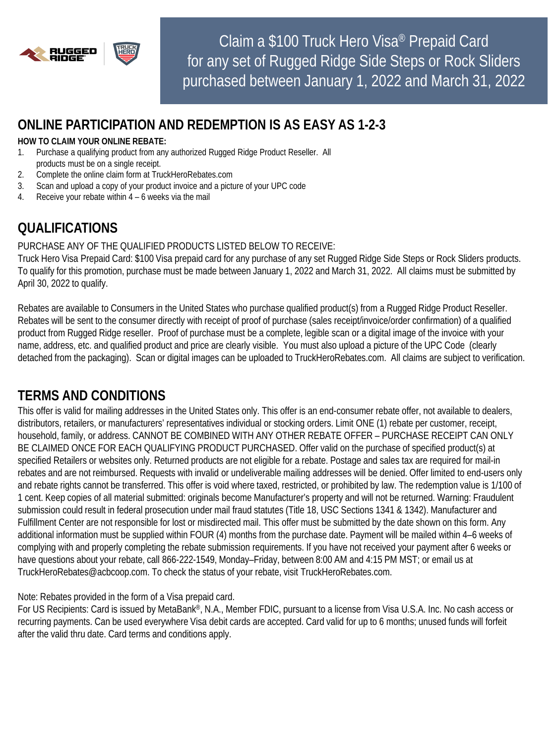# Claim a $100 Truck Hero Visa® Prepaid Card for any set of Rugged Ridge Side Steps or Rock Sliders purchased between January 1, 2022 and March 31, 2022

## ONLINE PARTICIPATION AND REDEMPTION IS AS EASY AS 1-2-3

**HOW TO CLAIM YOUR ONLINE REBATE:**

1. Purchase a qualifying product from any authorized Rugged Ridge Product Reseller. All products must be on a single receipt.
2. Complete the online claim form at TruckHeroRebates.com
3. Scan and upload a copy of your product invoice and a picture of your UPC code
4. Receive your rebate within 4 – 6 weeks via the mail

## QUALIFICATIONS

PURCHASE ANY OF THE QUALIFIED PRODUCTS LISTED BELOW TO RECEIVE:
Truck Hero Visa Prepaid Card: $100 Visa prepaid card for any purchase of any set Rugged Ridge Side Steps or Rock Sliders products. To qualify for this promotion, purchase must be made between January 1, 2022 and March 31, 2022. All claims must be submitted by April 30, 2022 to qualify.

Rebates are available to Consumers in the United States who purchase qualified product(s) from a Rugged Ridge Product Reseller. Rebates will be sent to the consumer directly with receipt of proof of purchase (sales receipt/invoice/order confirmation) of a qualified product from Rugged Ridge reseller. Proof of purchase must be a complete, legible scan or a digital image of the invoice with your name, address, etc. and qualified product and price are clearly visible. You must also upload a picture of the UPC Code (clearly detached from the packaging). Scan or digital images can be uploaded to TruckHeroRebates.com. All claims are subject to verification.

## TERMS AND CONDITIONS

This offer is valid for mailing addresses in the United States only. This offer is an end-consumer rebate offer, not available to dealers, distributors, retailers, or manufacturers' representatives individual or stocking orders. Limit ONE (1) rebate per customer, receipt, household, family, or address. CANNOT BE COMBINED WITH ANY OTHER REBATE OFFER – PURCHASE RECEIPT CAN ONLY BE CLAIMED ONCE FOR EACH QUALIFYING PRODUCT PURCHASED. Offer valid on the purchase of specified product(s) at specified Retailers or websites only. Returned products are not eligible for a rebate. Postage and sales tax are required for mail-in rebates and are not reimbursed. Requests with invalid or undeliverable mailing addresses will be denied. Offer limited to end-users only and rebate rights cannot be transferred. This offer is void where taxed, restricted, or prohibited by law. The redemption value is 1/100 of 1 cent. Keep copies of all material submitted: originals become Manufacturer's property and will not be returned. Warning: Fraudulent submission could result in federal prosecution under mail fraud statutes (Title 18, USC Sections 1341 & 1342). Manufacturer and Fulfillment Center are not responsible for lost or misdirected mail. This offer must be submitted by the date shown on this form. Any additional information must be supplied within FOUR (4) months from the purchase date. Payment will be mailed within 4–6 weeks of complying with and properly completing the rebate submission requirements. If you have not received your payment after 6 weeks or have questions about your rebate, call 866-222-1549, Monday–Friday, between 8:00 AM and 4:15 PM MST; or email us at TruckHeroRebates@acbcoop.com. To check the status of your rebate, visit TruckHeroRebates.com.

Note: Rebates provided in the form of a Visa prepaid card.
For US Recipients: Card is issued by MetaBank®, N.A., Member FDIC, pursuant to a license from Visa U.S.A. Inc. No cash access or recurring payments. Can be used everywhere Visa debit cards are accepted. Card valid for up to 6 months; unused funds will forfeit after the valid thru date. Card terms and conditions apply.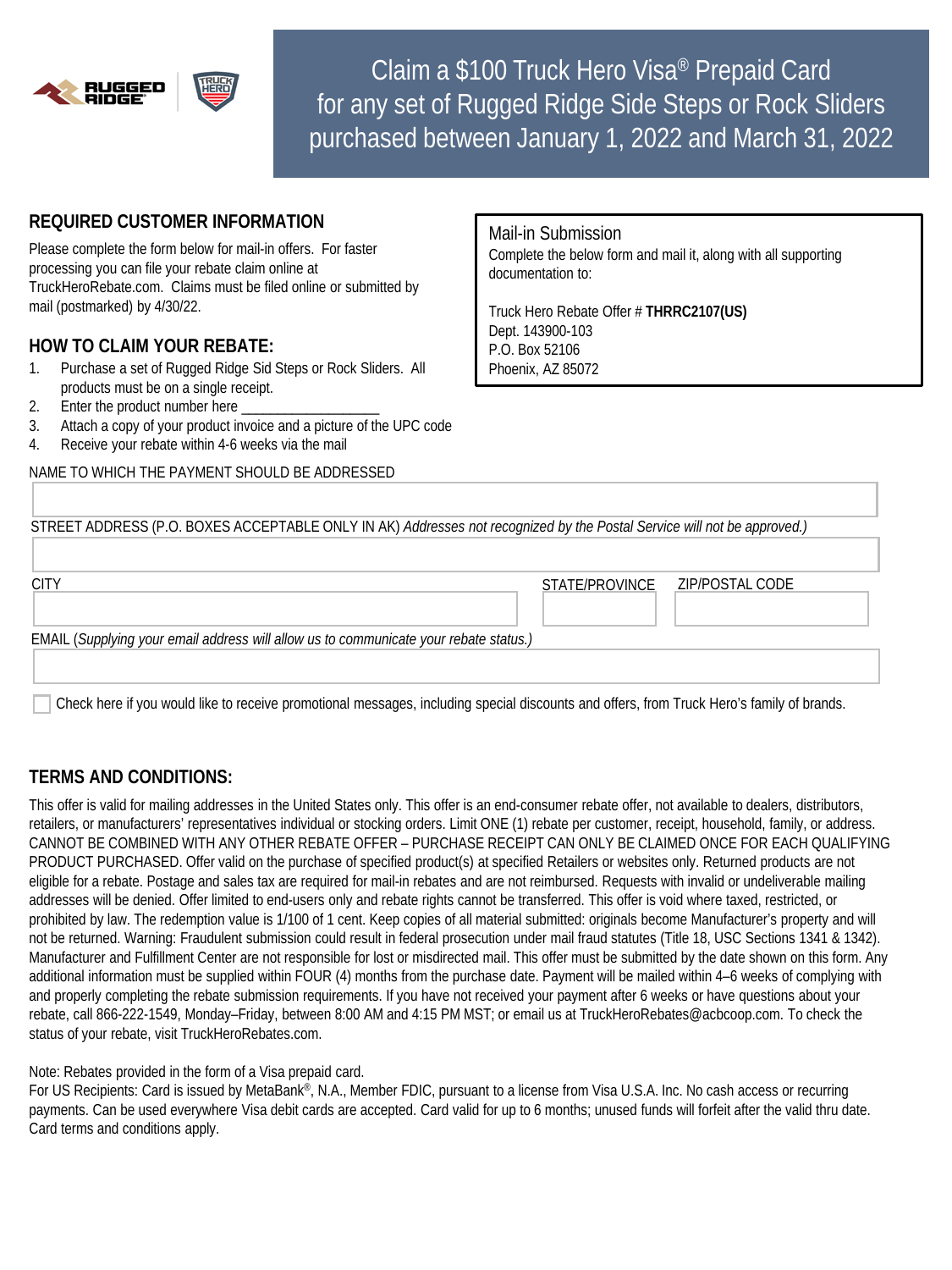# Claim a $100 Truck Hero Visa® Prepaid Card for any set of Rugged Ridge Side Steps or Rock Sliders purchased between January 1, 2022 and March 31, 2022

## REQUIRED CUSTOMER INFORMATION

Please complete the form below for mail-in offers. For faster processing you can file your rebate claim online at TruckHeroRebate.com. Claims must be filed online or submitted by mail (postmarked) by 4/30/22.

**Mail-in Submission**

Complete the below form and mail it, along with all supporting documentation to:

Truck Hero Rebate Offer # **THRRC2107(US)**
Dept. 143900-103
P.O. Box 52106
Phoenix, AZ 85072

## HOW TO CLAIM YOUR REBATE:

1. Purchase a set of Rugged Ridge Sid Steps or Rock Sliders. All products must be on a single receipt.
2. Enter the product number here ___________________
3. Attach a copy of your product invoice and a picture of the UPC code
4. Receive your rebate within 4-6 weeks via the mail

NAME TO WHICH THE PAYMENT SHOULD BE ADDRESSED

STREET ADDRESS (P.O. BOXES ACCEPTABLE ONLY IN AK) *Addresses not recognized by the Postal Service will not be approved.)*

CITY | STATE/PROVINCE | ZIP/POSTAL CODE

EMAIL (*Supplying your email address will allow us to communicate your rebate status.*)

☐ Check here if you would like to receive promotional messages, including special discounts and offers, from Truck Hero's family of brands.

## TERMS AND CONDITIONS:

This offer is valid for mailing addresses in the United States only. This offer is an end-consumer rebate offer, not available to dealers, distributors, retailers, or manufacturers' representatives individual or stocking orders. Limit ONE (1) rebate per customer, receipt, household, family, or address. CANNOT BE COMBINED WITH ANY OTHER REBATE OFFER – PURCHASE RECEIPT CAN ONLY BE CLAIMED ONCE FOR EACH QUALIFYING PRODUCT PURCHASED. Offer valid on the purchase of specified product(s) at specified Retailers or websites only. Returned products are not eligible for a rebate. Postage and sales tax are required for mail-in rebates and are not reimbursed. Requests with invalid or undeliverable mailing addresses will be denied. Offer limited to end-users only and rebate rights cannot be transferred. This offer is void where taxed, restricted, or prohibited by law. The redemption value is 1/100 of 1 cent. Keep copies of all material submitted: originals become Manufacturer's property and will not be returned. Warning: Fraudulent submission could result in federal prosecution under mail fraud statutes (Title 18, USC Sections 1341 & 1342). Manufacturer and Fulfillment Center are not responsible for lost or misdirected mail. This offer must be submitted by the date shown on this form. Any additional information must be supplied within FOUR (4) months from the purchase date. Payment will be mailed within 4–6 weeks of complying with and properly completing the rebate submission requirements. If you have not received your payment after 6 weeks or have questions about your rebate, call 866-222-1549, Monday–Friday, between 8:00 AM and 4:15 PM MST; or email us at TruckHeroRebates@acbcoop.com. To check the status of your rebate, visit TruckHeroRebates.com.

Note: Rebates provided in the form of a Visa prepaid card.
For US Recipients: Card is issued by MetaBank®, N.A., Member FDIC, pursuant to a license from Visa U.S.A. Inc. No cash access or recurring payments. Can be used everywhere Visa debit cards are accepted. Card valid for up to 6 months; unused funds will forfeit after the valid thru date. Card terms and conditions apply.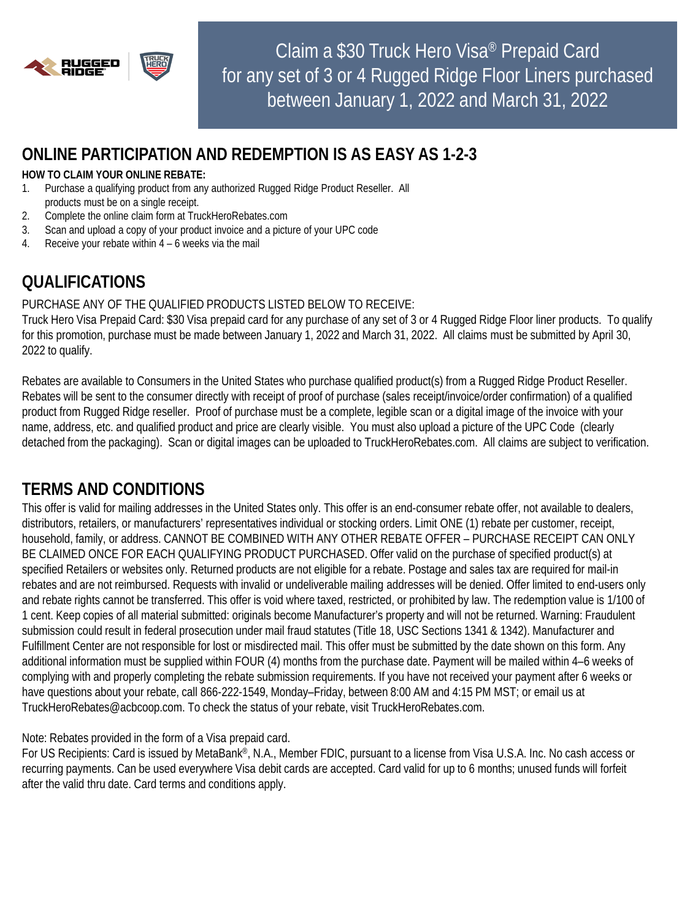Claim a $30 Truck Hero Visa® Prepaid Card for any set of 3 or 4 Rugged Ridge Floor Liners purchased between January 1, 2022 and March 31, 2022

## ONLINE PARTICIPATION AND REDEMPTION IS AS EASY AS 1-2-3

**HOW TO CLAIM YOUR ONLINE REBATE:**

1. Purchase a qualifying product from any authorized Rugged Ridge Product Reseller. All products must be on a single receipt.
2. Complete the online claim form at TruckHeroRebates.com
3. Scan and upload a copy of your product invoice and a picture of your UPC code
4. Receive your rebate within 4 – 6 weeks via the mail

## QUALIFICATIONS

PURCHASE ANY OF THE QUALIFIED PRODUCTS LISTED BELOW TO RECEIVE:
Truck Hero Visa Prepaid Card: $30 Visa prepaid card for any purchase of any set of 3 or 4 Rugged Ridge Floor liner products. To qualify for this promotion, purchase must be made between January 1, 2022 and March 31, 2022. All claims must be submitted by April 30, 2022 to qualify.

Rebates are available to Consumers in the United States who purchase qualified product(s) from a Rugged Ridge Product Reseller. Rebates will be sent to the consumer directly with receipt of proof of purchase (sales receipt/invoice/order confirmation) of a qualified product from Rugged Ridge reseller. Proof of purchase must be a complete, legible scan or a digital image of the invoice with your name, address, etc. and qualified product and price are clearly visible. You must also upload a picture of the UPC Code (clearly detached from the packaging). Scan or digital images can be uploaded to TruckHeroRebates.com. All claims are subject to verification.

## TERMS AND CONDITIONS

This offer is valid for mailing addresses in the United States only. This offer is an end-consumer rebate offer, not available to dealers, distributors, retailers, or manufacturers' representatives individual or stocking orders. Limit ONE (1) rebate per customer, receipt, household, family, or address. CANNOT BE COMBINED WITH ANY OTHER REBATE OFFER – PURCHASE RECEIPT CAN ONLY BE CLAIMED ONCE FOR EACH QUALIFYING PRODUCT PURCHASED. Offer valid on the purchase of specified product(s) at specified Retailers or websites only. Returned products are not eligible for a rebate. Postage and sales tax are required for mail-in rebates and are not reimbursed. Requests with invalid or undeliverable mailing addresses will be denied. Offer limited to end-users only and rebate rights cannot be transferred. This offer is void where taxed, restricted, or prohibited by law. The redemption value is 1/100 of 1 cent. Keep copies of all material submitted: originals become Manufacturer's property and will not be returned. Warning: Fraudulent submission could result in federal prosecution under mail fraud statutes (Title 18, USC Sections 1341 & 1342). Manufacturer and Fulfillment Center are not responsible for lost or misdirected mail. This offer must be submitted by the date shown on this form. Any additional information must be supplied within FOUR (4) months from the purchase date. Payment will be mailed within 4–6 weeks of complying with and properly completing the rebate submission requirements. If you have not received your payment after 6 weeks or have questions about your rebate, call 866-222-1549, Monday–Friday, between 8:00 AM and 4:15 PM MST; or email us at TruckHeroRebates@acbcoop.com. To check the status of your rebate, visit TruckHeroRebates.com.

Note: Rebates provided in the form of a Visa prepaid card.
For US Recipients: Card is issued by MetaBank®, N.A., Member FDIC, pursuant to a license from Visa U.S.A. Inc. No cash access or recurring payments. Can be used everywhere Visa debit cards are accepted. Card valid for up to 6 months; unused funds will forfeit after the valid thru date. Card terms and conditions apply.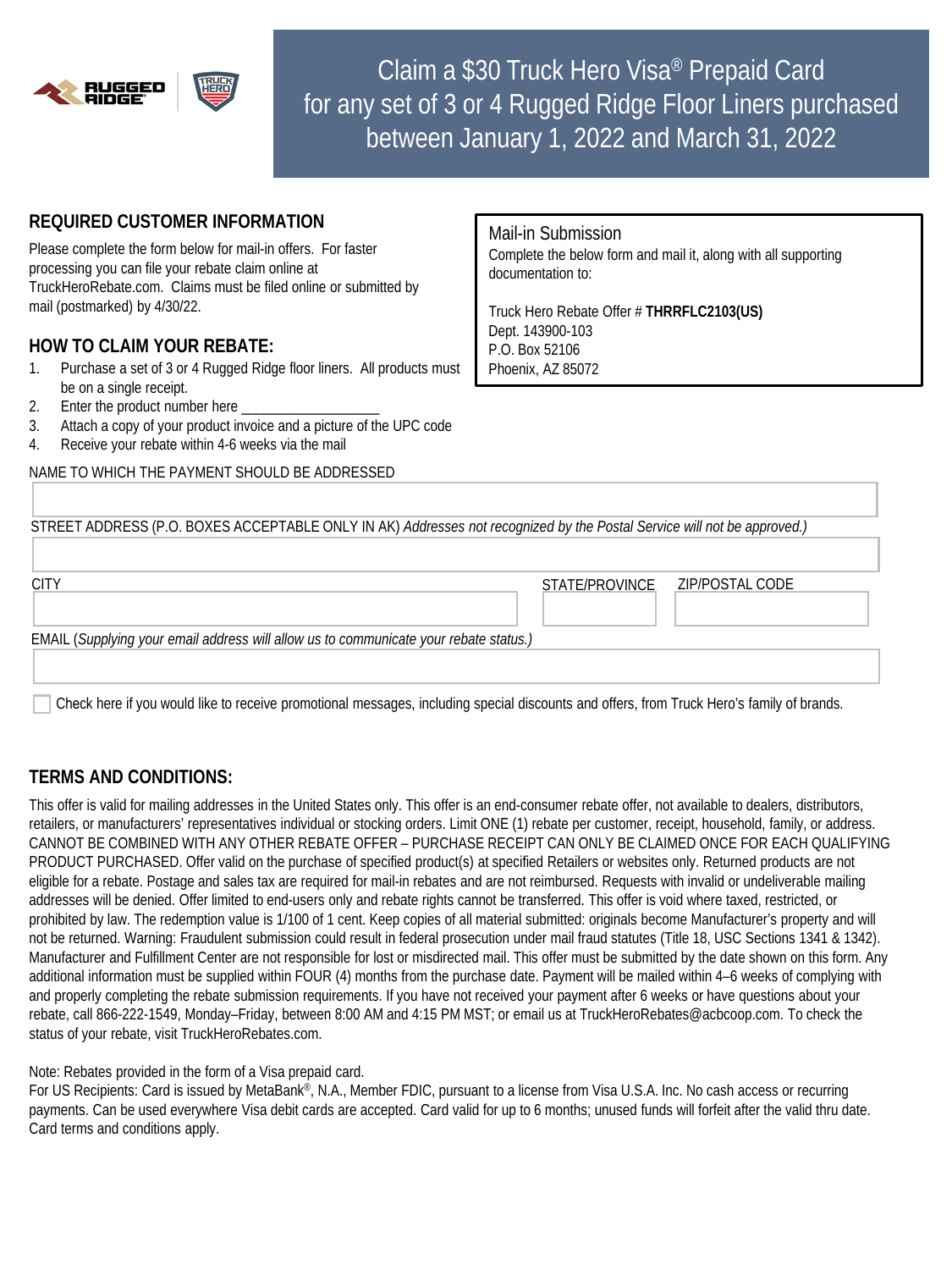# Claim a $30 Truck Hero Visa® Prepaid Card for any set of 3 or 4 Rugged Ridge Floor Liners purchased between January 1, 2022 and March 31, 2022

## REQUIRED CUSTOMER INFORMATION

Please complete the form below for mail-in offers. For faster processing you can file your rebate claim online at TruckHeroRebate.com. Claims must be filed online or submitted by mail (postmarked) by 4/30/22.

## HOW TO CLAIM YOUR REBATE:

1. Purchase a set of 3 or 4 Rugged Ridge floor liners. All products must be on a single receipt.
2. Enter the product number here ___________________
3. Attach a copy of your product invoice and a picture of the UPC code
4. Receive your rebate within 4-6 weeks via the mail

**Mail-in Submission**

Complete the below form and mail it, along with all supporting documentation to:

Truck Hero Rebate Offer # **THRRFLC2103(US)**
Dept. 143900-103
P.O. Box 52106
Phoenix, AZ 85072

NAME TO WHICH THE PAYMENT SHOULD BE ADDRESSED

STREET ADDRESS (P.O. BOXES ACCEPTABLE ONLY IN AK) *Addresses not recognized by the Postal Service will not be approved.)*

CITY

STATE/PROVINCE

ZIP/POSTAL CODE

EMAIL (*Supplying your email address will allow us to communicate your rebate status.)*

☐ Check here if you would like to receive promotional messages, including special discounts and offers, from Truck Hero's family of brands.

## TERMS AND CONDITIONS:

This offer is valid for mailing addresses in the United States only. This offer is an end-consumer rebate offer, not available to dealers, distributors, retailers, or manufacturers' representatives individual or stocking orders. Limit ONE (1) rebate per customer, receipt, household, family, or address. CANNOT BE COMBINED WITH ANY OTHER REBATE OFFER – PURCHASE RECEIPT CAN ONLY BE CLAIMED ONCE FOR EACH QUALIFYING PRODUCT PURCHASED. Offer valid on the purchase of specified product(s) at specified Retailers or websites only. Returned products are not eligible for a rebate. Postage and sales tax are required for mail-in rebates and are not reimbursed. Requests with invalid or undeliverable mailing addresses will be denied. Offer limited to end-users only and rebate rights cannot be transferred. This offer is void where taxed, restricted, or prohibited by law. The redemption value is 1/100 of 1 cent. Keep copies of all material submitted: originals become Manufacturer's property and will not be returned. Warning: Fraudulent submission could result in federal prosecution under mail fraud statutes (Title 18, USC Sections 1341 & 1342). Manufacturer and Fulfillment Center are not responsible for lost or misdirected mail. This offer must be submitted by the date shown on this form. Any additional information must be supplied within FOUR (4) months from the purchase date. Payment will be mailed within 4–6 weeks of complying with and properly completing the rebate submission requirements. If you have not received your payment after 6 weeks or have questions about your rebate, call 866-222-1549, Monday–Friday, between 8:00 AM and 4:15 PM MST; or email us at TruckHeroRebates@acbcoop.com. To check the status of your rebate, visit TruckHeroRebates.com.

Note: Rebates provided in the form of a Visa prepaid card.
For US Recipients: Card is issued by MetaBank®, N.A., Member FDIC, pursuant to a license from Visa U.S.A. Inc. No cash access or recurring payments. Can be used everywhere Visa debit cards are accepted. Card valid for up to 6 months; unused funds will forfeit after the valid thru date. Card terms and conditions apply.